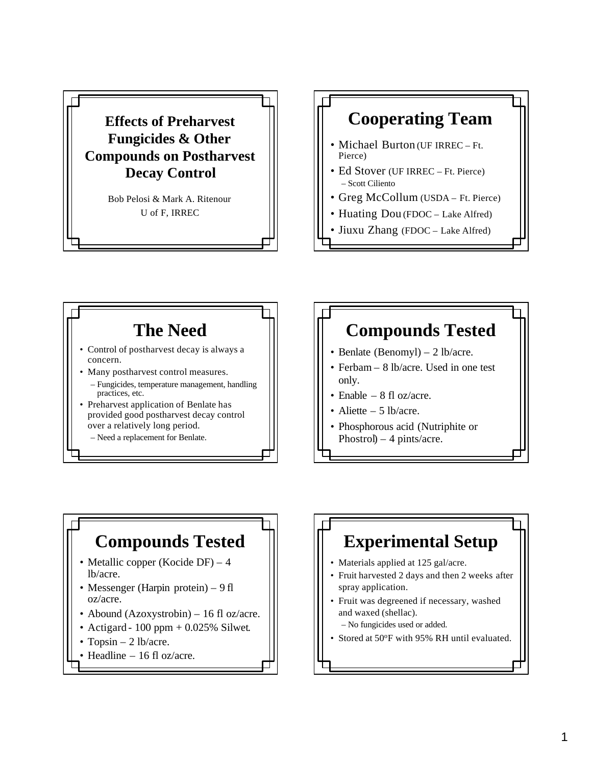# Effects of Preharvest Fungicides & Other Compounds on Postharvest Decay Control

Bob Pelosi & Mark A. Ritenour
U of F, IRREC

## Cooperating Team

- Michael Burton (UF IRREC – Ft. Pierce)
- Ed Stover (UF IRREC – Ft. Pierce)
  - Scott Ciliento
- Greg McCollum (USDA – Ft. Pierce)
- Huating Dou (FDOC – Lake Alfred)
- Jiuxu Zhang (FDOC – Lake Alfred)

## The Need

- Control of postharvest decay is always a concern.
- Many postharvest control measures.
  - Fungicides, temperature management, handling practices, etc.
- Preharvest application of Benlate has provided good postharvest decay control over a relatively long period.
  - Need a replacement for Benlate.

## Compounds Tested

- Benlate (Benomyl) – 2 lb/acre.
- Ferbam – 8 lb/acre. Used in one test only.
- Enable – 8 fl oz/acre.
- Aliette – 5 lb/acre.
- Phosphorous acid (Nutriphite or Phostrol) – 4 pints/acre.

## Compounds Tested

- Metallic copper (Kocide DF) – 4 lb/acre.
- Messenger (Harpin protein) – 9 fl oz/acre.
- Abound (Azoxystrobin) – 16 fl oz/acre.
- Actigard - 100 ppm + 0.025% Silwet.
- Topsin – 2 lb/acre.
- Headline – 16 fl oz/acre.

## Experimental Setup

- Materials applied at 125 gal/acre.
- Fruit harvested 2 days and then 2 weeks after spray application.
- Fruit was degreened if necessary, washed and waxed (shellac).
  - No fungicides used or added.
- Stored at 50°F with 95% RH until evaluated.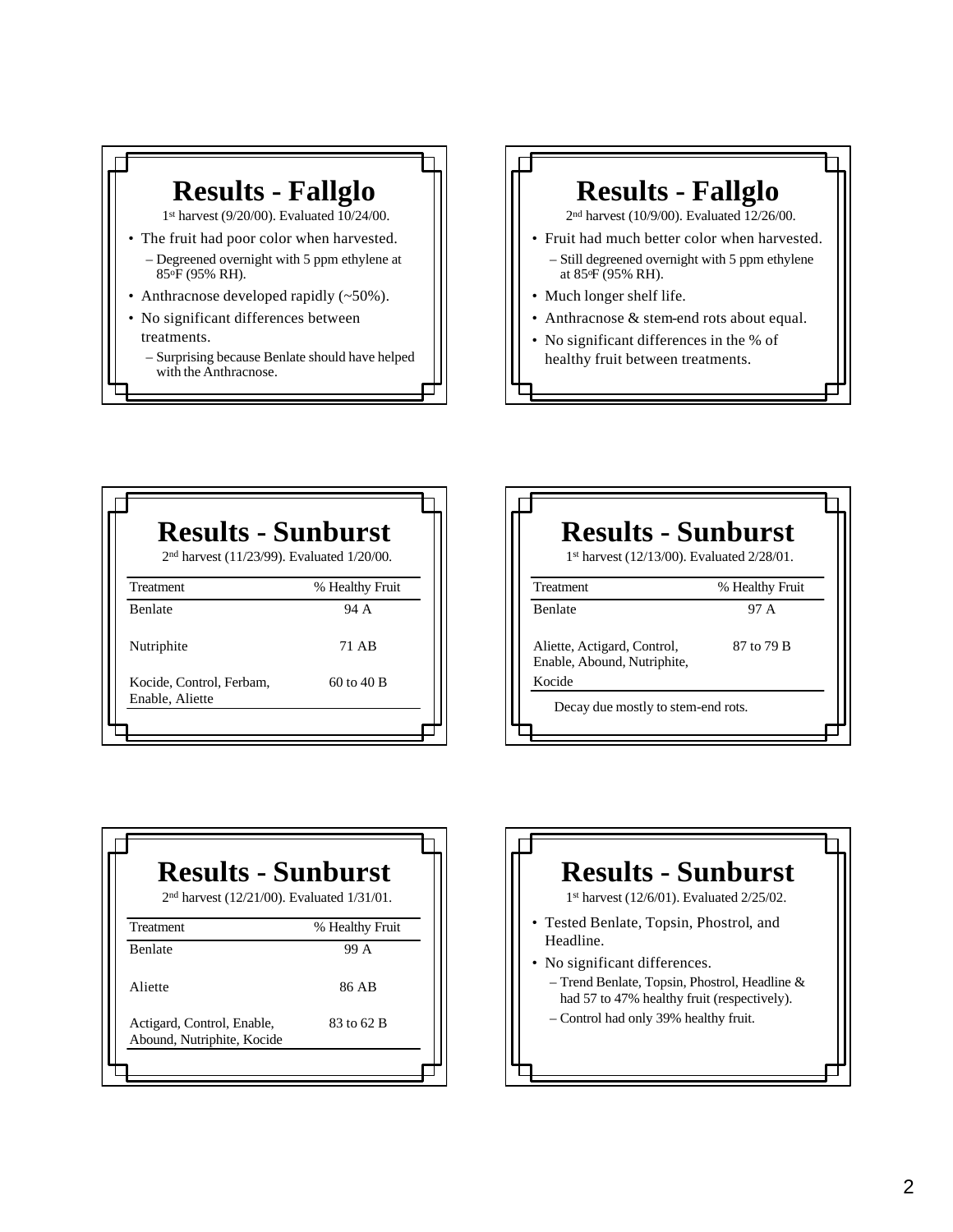## Results - Fallglo

1st harvest (9/20/00). Evaluated 10/24/00.

- The fruit had poor color when harvested.
  - Degreened overnight with 5 ppm ethylene at 85°F (95% RH).
- Anthracnose developed rapidly (~50%).
- No significant differences between treatments.
  - Surprising because Benlate should have helped with the Anthracnose.

## Results - Fallglo

2nd harvest (10/9/00). Evaluated 12/26/00.

- Fruit had much better color when harvested.
  - Still degreened overnight with 5 ppm ethylene at 85°F (95% RH).
- Much longer shelf life.
- Anthracnose & stem-end rots about equal.
- No significant differences in the % of healthy fruit between treatments.

## Results - Sunburst

2nd harvest (11/23/99). Evaluated 1/20/00.

| Treatment | % Healthy Fruit |
| --- | --- |
| Benlate | 94 A |
| Nutriphite | 71 AB |
| Kocide, Control, Ferbam, Enable, Aliette | 60 to 40 B |

## Results - Sunburst

1st harvest (12/13/00). Evaluated 2/28/01.

| Treatment | % Healthy Fruit |
| --- | --- |
| Benlate | 97 A |
| Aliette, Actigard, Control, Enable, Abound, Nutriphite, Kocide | 87 to 79 B |

Decay due mostly to stem-end rots.

## Results - Sunburst

2nd harvest (12/21/00). Evaluated 1/31/01.

| Treatment | % Healthy Fruit |
| --- | --- |
| Benlate | 99 A |
| Aliette | 86 AB |
| Actigard, Control, Enable, Abound, Nutriphite, Kocide | 83 to 62 B |

## Results - Sunburst

1st harvest (12/6/01). Evaluated 2/25/02.

- Tested Benlate, Topsin, Phostrol, and Headline.
- No significant differences.
  - Trend Benlate, Topsin, Phostrol, Headline & had 57 to 47% healthy fruit (respectively).
  - Control had only 39% healthy fruit.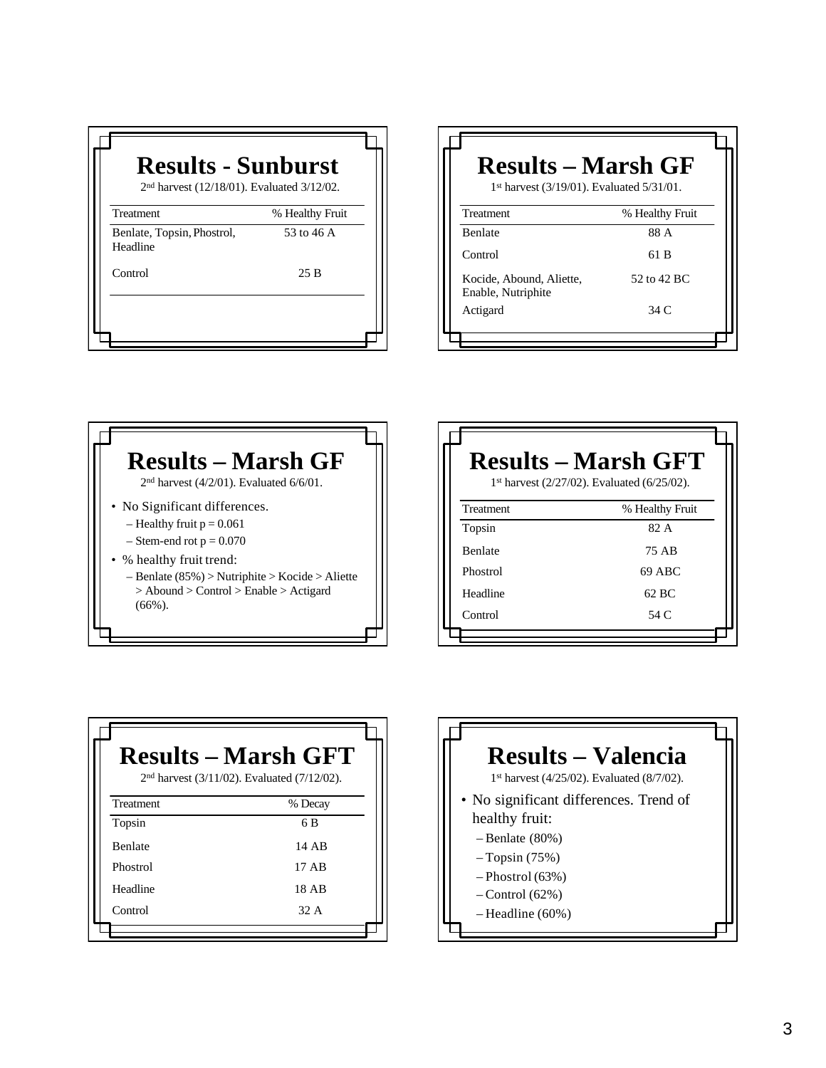## Results - Sunburst

2nd harvest (12/18/01). Evaluated 3/12/02.

| Treatment | % Healthy Fruit |
|---|---|
| Benlate, Topsin, Phostrol, Headline | 53 to 46 A |
| Control | 25 B |

## Results – Marsh GF

1st harvest (3/19/01). Evaluated 5/31/01.

| Treatment | % Healthy Fruit |
|---|---|
| Benlate | 88 A |
| Control | 61 B |
| Kocide, Abound, Aliette, Enable, Nutriphite | 52 to 42 BC |
| Actigard | 34 C |

## Results – Marsh GF

2nd harvest (4/2/01). Evaluated 6/6/01.

- No Significant differences.
  - Healthy fruit $p = 0.061$
  - Stem-end rot $p = 0.070$
- % healthy fruit trend:
  - Benlate (85%) > Nutriphite > Kocide > Aliette > Abound > Control > Enable > Actigard (66%).

## Results – Marsh GFT

1st harvest (2/27/02). Evaluated (6/25/02).

| Treatment | % Healthy Fruit |
|---|---|
| Topsin | 82 A |
| Benlate | 75 AB |
| Phostrol | 69 ABC |
| Headline | 62 BC |
| Control | 54 C |

## Results – Marsh GFT

2nd harvest (3/11/02). Evaluated (7/12/02).

| Treatment | % Decay |
|---|---|
| Topsin | 6 B |
| Benlate | 14 AB |
| Phostrol | 17 AB |
| Headline | 18 AB |
| Control | 32 A |

## Results – Valencia

1st harvest (4/25/02). Evaluated (8/7/02).

- No significant differences. Trend of healthy fruit:
  - Benlate (80%)
  - Topsin (75%)
  - Phostrol (63%)
  - Control (62%)
  - Headline (60%)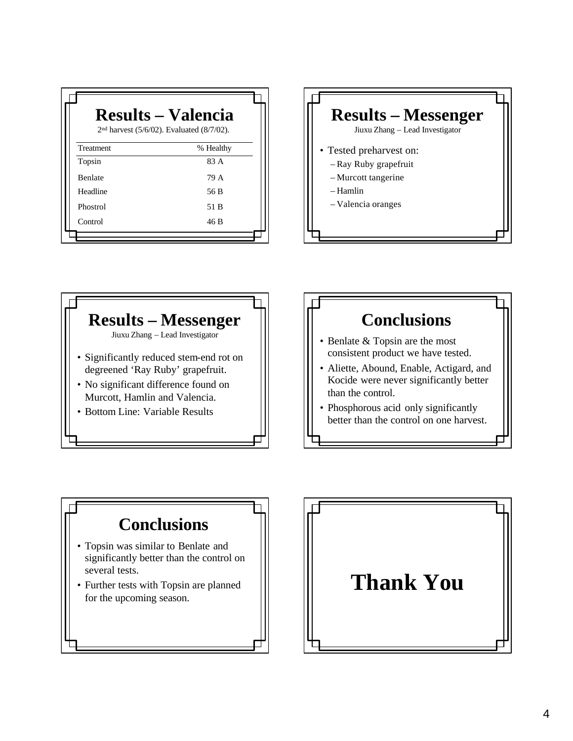## Results – Valencia

2nd harvest (5/6/02). Evaluated (8/7/02).

| Treatment | % Healthy |
|---|---|
| Topsin | 83 A |
| Benlate | 79 A |
| Headline | 56 B |
| Phostrol | 51 B |
| Control | 46 B |

## Results – Messenger

Jiuxu Zhang – Lead Investigator

- Tested preharvest on:
  - Ray Ruby grapefruit
  - Murcott tangerine
  - Hamlin
  - Valencia oranges

## Results – Messenger

Jiuxu Zhang – Lead Investigator

- Significantly reduced stem-end rot on degreened 'Ray Ruby' grapefruit.
- No significant difference found on Murcott, Hamlin and Valencia.
- Bottom Line: Variable Results

## Conclusions

- Benlate & Topsin are the most consistent product we have tested.
- Aliette, Abound, Enable, Actigard, and Kocide were never significantly better than the control.
- Phosphorous acid only significantly better than the control on one harvest.

## Conclusions

- Topsin was similar to Benlate and significantly better than the control on several tests.
- Further tests with Topsin are planned for the upcoming season.

# Thank You